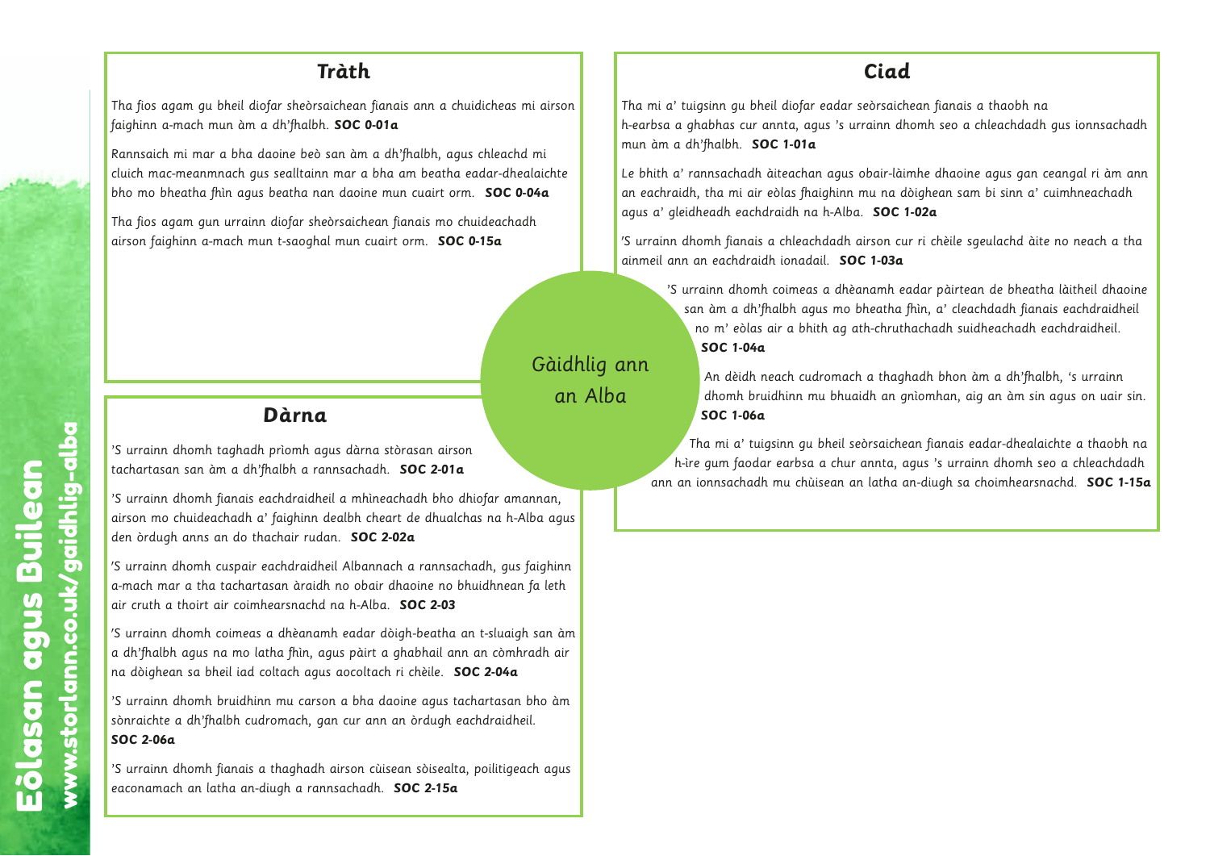# Gàidhlig ann an Alba

## Tràth

*Tha fios agam gu bheil diofar sheòrsaichean fianais ann a chuidicheas mi airson faighinn a-mach mun àm a dh'fhalbh.* **SOC 0-01a**

*Rannsaich mi mar a bha daoine beò san àm a dh'fhalbh, agus chleachd mi cluich mac-meanmnach gus sealltainn mar a bha am beatha eadar-dhealaichte bho mo bheatha fhìn agus beatha nan daoine mun cuairt orm.* **SOC 0-04a**

*Tha fios agam gun urrainn diofar sheòrsaichean fianais mo chuideachadh airson faighinn a-mach mun t-saoghal mun cuairt orm.* **SOC 0-15a**

## Ciad

*Tha mi a' tuigsinn gu bheil diofar eadar seòrsaichean fianais a thaobh na h-earbsa a ghabhas cur annta, agus 's urrainn dhomh seo a chleachdadh gus ionnsachadh mun àm a dh'fhalbh.* **SOC 1-01a**

*Le bhith a' rannsachadh àiteachan agus obair-làimhe dhaoine agus gan ceangal ri àm ann an eachraidh, tha mi air eòlas fhaighinn mu na dòighean sam bi sinn a' cuimhneachadh agus a' gleidheadh eachdraidh na h-Alba.* **SOC 1-02a**

*'S urrainn dhomh fianais a chleachdadh airson cur ri chèile sgeulachd àite no neach a tha ainmeil ann an eachdraidh ionadail.* **SOC 1-03a**

*'S urrainn dhomh coimeas a dhèanamh eadar pàirtean de bheatha làitheil dhaoine san àm a dh'fhalbh agus mo bheatha fhìn, a' cleachdadh fianais eachdraidheil no m' eòlas air a bhith ag ath-chruthachadh suidheachadh eachdraidheil.* **SOC 1-04a**

*An dèidh neach cudromach a thaghadh bhon àm a dh'fhalbh, 's urrainn dhomh bruidhinn mu bhuaidh an gnìomhan, aig an àm sin agus on uair sin.* **SOC 1-06a**

*Tha mi a' tuigsinn gu bheil seòrsaichean fianais eadar-dhealaichte a thaobh na h-ìre gum faodar earbsa a chur annta, agus 's urrainn dhomh seo a chleachdadh ann an ionnsachadh mu chùisean an latha an-diugh sa choimhearsnachd.* **SOC 1-15a**

## Dàrna

*'S urrainn dhomh taghadh prìomh agus dàrna stòrasan airson tachartasan san àm a dh'fhalbh a rannsachadh.* **SOC 2-01a**

*'S urrainn dhomh fianais eachdraidheil a mhìneachadh bho dhiofar amannan, airson mo chuideachadh a' faighinn dealbh cheart de dhualchas na h-Alba agus den òrdugh anns an do thachair rudan.* **SOC 2-02a**

*'S urrainn dhomh cuspair eachdraidheil Albannach a rannsachadh, gus faighinn a-mach mar a tha tachartasan àraidh no obair dhaoine no bhuidhnean fa leth air cruth a thoirt air coimhearsnachd na h-Alba.* **SOC 2-03**

*'S urrainn dhomh coimeas a dhèanamh eadar dòigh-beatha an t-sluaigh san àm a dh'fhalbh agus na mo latha fhìn, agus pàirt a ghabhail ann an còmhradh air na dòighean sa bheil iad coltach agus aocoltach ri chèile.* **SOC 2-04a**

*'S urrainn dhomh bruidhinn mu carson a bha daoine agus tachartasan bho àm sònraichte a dh'fhalbh cudromach, gan cur ann an òrdugh eachdraidheil.* **SOC 2-06a**

*'S urrainn dhomh fianais a thaghadh airson cùisean sòisealta, poilitigeach agus eaconamach an latha an-diugh a rannsachadh.* **SOC 2-15a**

**Eòlasan agus Builean**
**www.storlann.co.uk/gaidhlig-alba**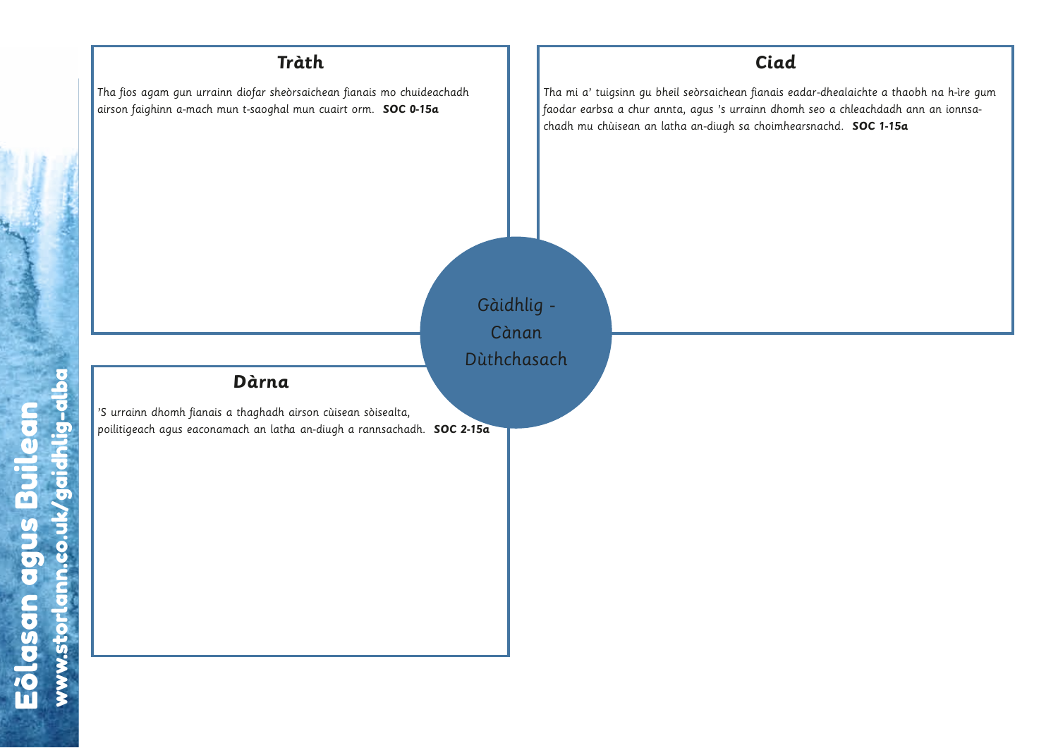Gàidhlig - Cànan Dùthchasach

## Tràth

*Tha fios agam gun urrainn diofar sheòrsaichean fianais mo chuideachadh airson faighinn a-mach mun t-saoghal mun cuairt orm.* **SOC 0-15a**

## Ciad

*Tha mi a' tuigsinn gu bheil seòrsaichean fianais eadar-dhealaichte a thaobh na h-ìre gum faodar earbsa a chur annta, agus 's urrainn dhomh seo a chleachdadh ann an ionnsachadh mu chùisean an latha an-diugh sa choimhearsnachd.* **SOC 1-15a**

## Dàrna

*'S urrainn dhomh fianais a thaghadh airson cùisean sòisealta, poilitigeach agus eaconamach an latha an-diugh a rannsachadh.* **SOC 2-15a**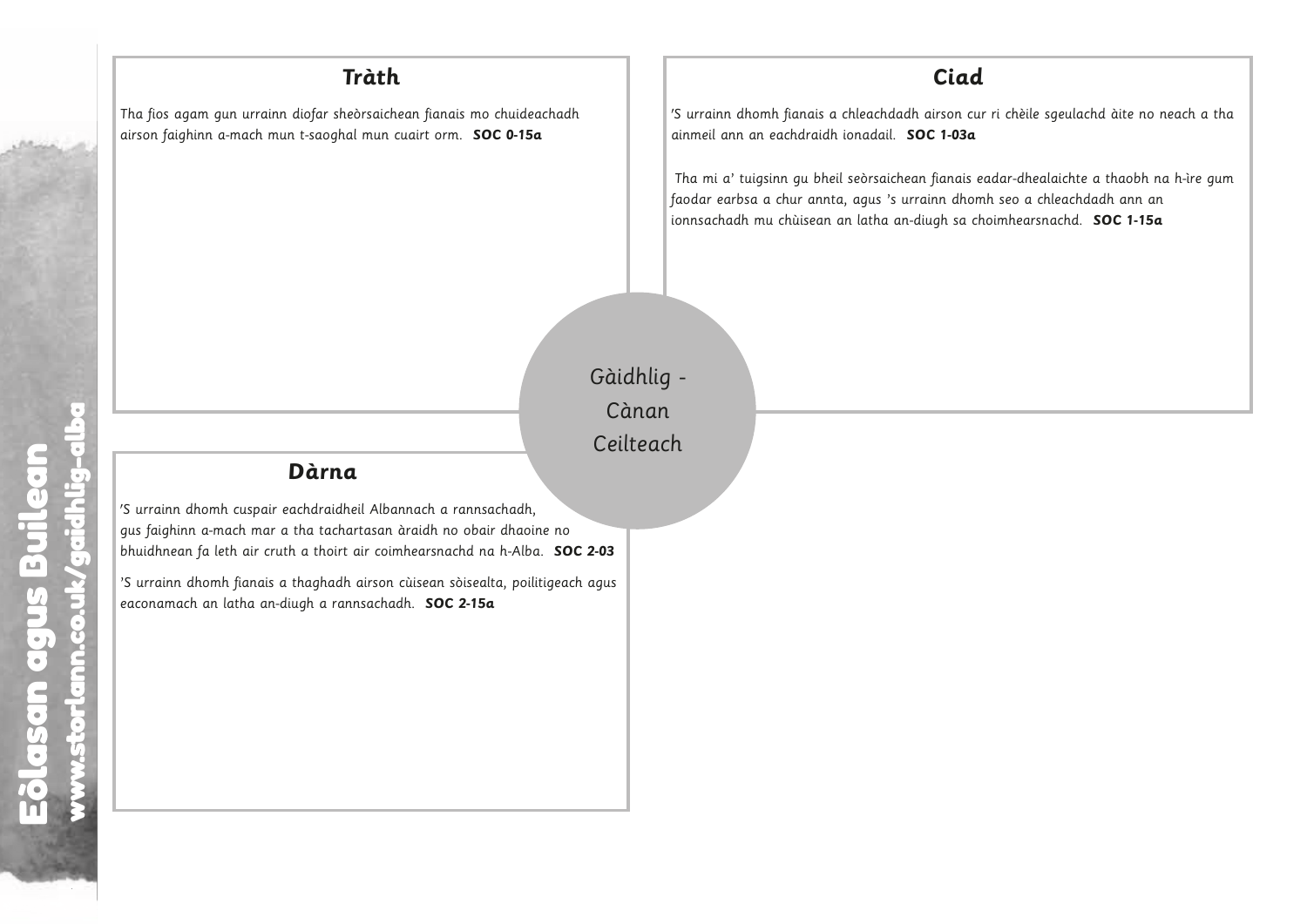## Tràth

*Tha fios agam gun urrainn diofar sheòrsaichean fianais mo chuideachadh airson faighinn a-mach mun t-saoghal mun cuairt orm.* **SOC 0-15a**

## Ciad

*’S urrainn dhomh fianais a chleachdadh airson cur ri chèile sgeulachd àite no neach a tha ainmeil ann an eachdraidh ionadail.* **SOC 1-03a**

*Tha mi a’ tuigsinn gu bheil seòrsaichean fianais eadar-dhealaichte a thaobh na h-ìre gum faodar earbsa a chur annta, agus ’s urrainn dhomh seo a chleachdadh ann an ionnsachadh mu chùisean an latha an-diugh sa choimhearsnachd.* **SOC 1-15a**

Gàidhlig - Cànan Ceilteach

## Dàrna

*’S urrainn dhomh cuspair eachdraidheil Albannach a rannsachadh, gus faighinn a-mach mar a tha tachartasan àraidh no obair dhaoine no bhuidhnean fa leth air cruth a thoirt air coimhearsnachd na h-Alba.* **SOC 2-03**

*’S urrainn dhomh fianais a thaghadh airson cùisean sòisealta, poilitigeach agus eaconamach an latha an-diugh a rannsachadh.* **SOC 2-15a**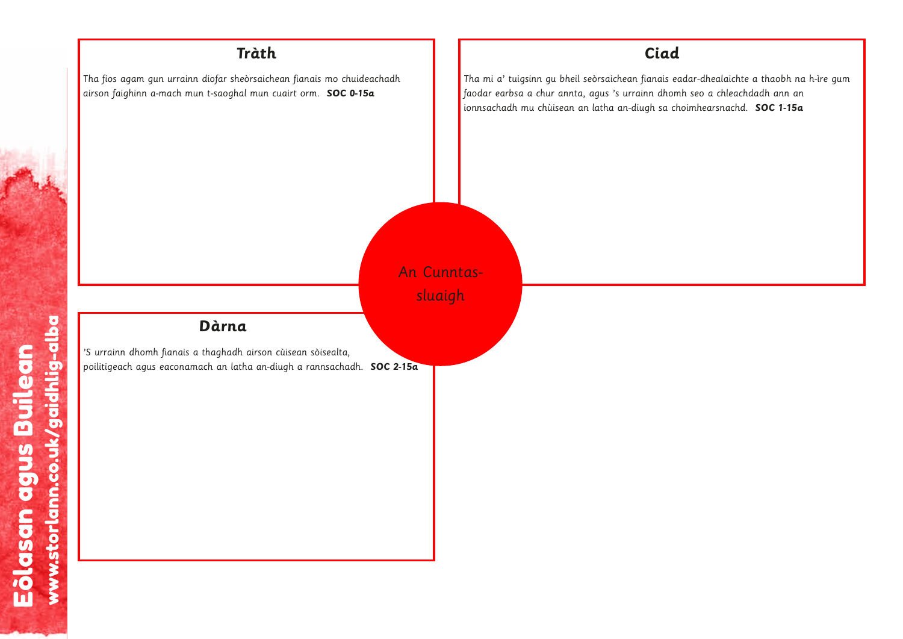An Cunntas-sluaigh

## Tràth

Tha fios agam gun urrainn diofar sheòrsaichean fianais mo chuideachadh airson faighinn a-mach mun t-saoghal mun cuairt orm. **SOC 0-15a**

## Ciad

Tha mi a' tuigsinn gu bheil seòrsaichean fianais eadar-dhealaichte a thaobh na h-ìre gum faodar earbsa a chur annta, agus 's urrainn dhomh seo a chleachdadh ann an ionnsachadh mu chùisean an latha an-diugh sa choimhearsnachd. **SOC 1-15a**

## Dàrna

'S urrainn dhomh fianais a thaghadh airson cùisean sòisealta, poilitigeach agus eaconamach an latha an-diugh a rannsachadh. **SOC 2-15a**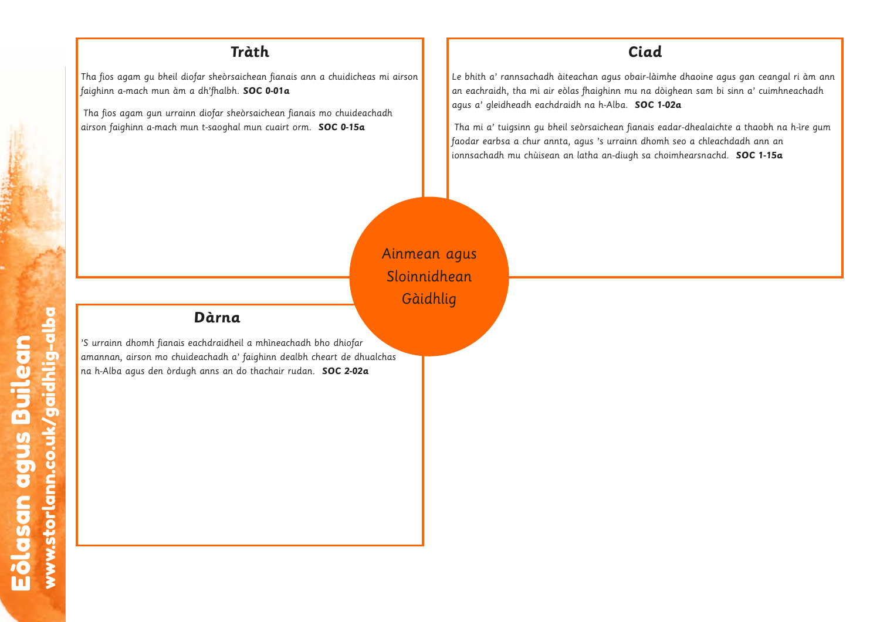## Ainmean agus Sloinnidhean Gàidhlig

### Tràth

*Tha fios agam gu bheil diofar sheòrsaichean fianais ann a chuidicheas mi airson faighinn a-mach mun àm a dh'fhalbh.* **SOC 0-01a**

*Tha fios agam gun urrainn diofar sheòrsaichean fianais mo chuideachadh airson faighinn a-mach mun t-saoghal mun cuairt orm.* **SOC 0-15a**

### Ciad

*Le bhith a' rannsachadh àiteachan agus obair-làimhe dhaoine agus gan ceangal ri àm ann an eachraidh, tha mi air eòlas fhaighinn mu na dòighean sam bi sinn a' cuimhneachadh agus a' gleidheadh eachdraidh na h-Alba.* **SOC 1-02a**

*Tha mi a' tuigsinn gu bheil seòrsaichean fianais eadar-dhealaichte a thaobh na h-ìre gum faodar earbsa a chur annta, agus 's urrainn dhomh seo a chleachdadh ann an ionnsachadh mu chùisean an latha an-diugh sa choimhearsnachd.* **SOC 1-15a**

### Dàrna

*'S urrainn dhomh fianais eachdraidheil a mhìneachadh bho dhiofar amannan, airson mo chuideachadh a' faighinn dealbh cheart de dhualchas na h-Alba agus den òrdugh anns an do thachair rudan.* **SOC 2-02a**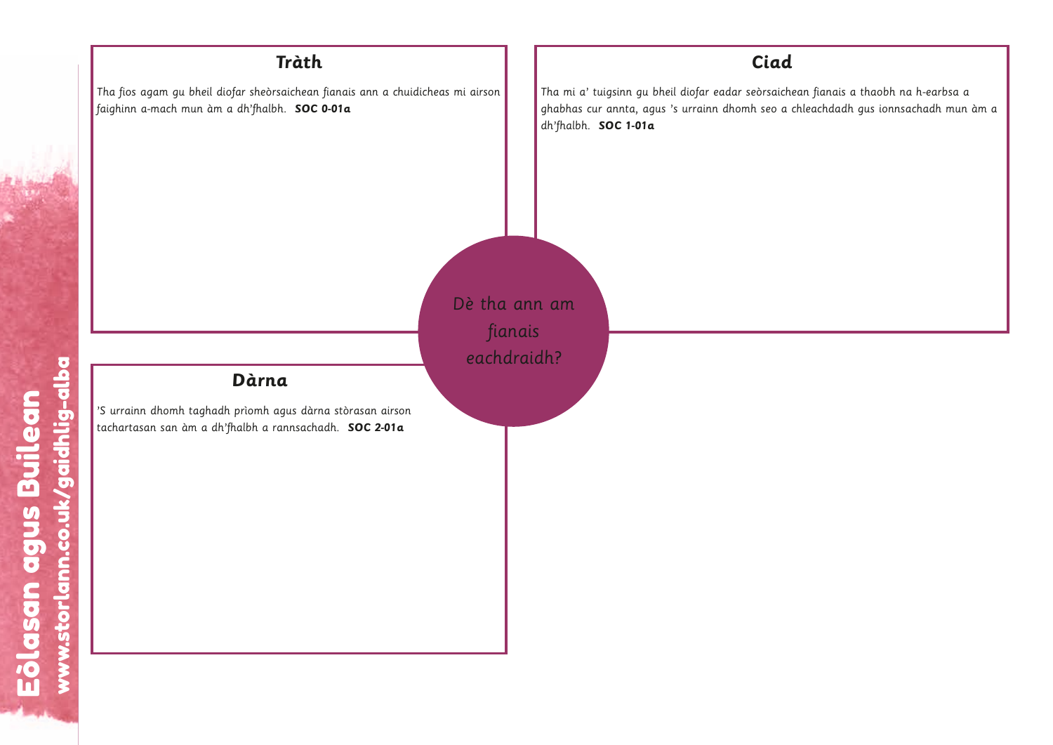## Dè tha ann am fianais eachdraidh?

### Tràth

*Tha fios agam gu bheil diofar sheòrsaichean fianais ann a chuidicheas mi airson faighinn a-mach mun àm a dh'fhalbh.* ***SOC 0-01a***

### Ciad

*Tha mi a' tuigsinn gu bheil diofar eadar seòrsaichean fianais a thaobh na h-earbsa a ghabhas cur annta, agus 's urrainn dhomh seo a chleachdadh gus ionnsachadh mun àm a dh'fhalbh.* ***SOC 1-01a***

### Dàrna

*'S urrainn dhomh taghadh prìomh agus dàrna stòrasan airson tachartasan san àm a dh'fhalbh a rannsachadh.* ***SOC 2-01a***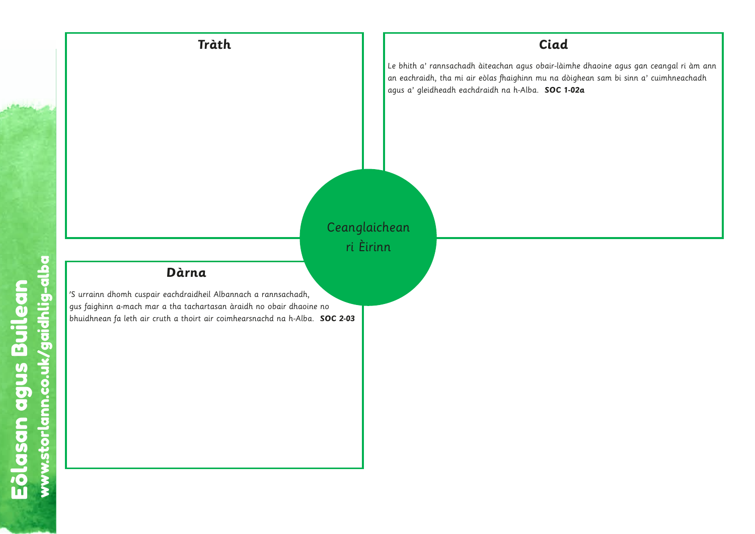## Tràth

## Ciad

*Le bhith a' rannsachadh àiteachan agus obair-làimhe dhaoine agus gan ceangal ri àm ann an eachraidh, tha mi air eòlas fhaighinn mu na dòighean sam bi sinn a' cuimhneachadh agus a' gleidheadh eachdraidh na h-Alba.* **SOC 1-02a**

Ceanglaichean ri Èirinn

## Dàrna

*'S urrainn dhomh cuspair eachdraidheil Albannach a rannsachadh, gus faighinn a-mach mar a tha tachartasan àraidh no obair dhaoine no bhuidhnean fa leth air cruth a thoirt air coimhearsnachd na h-Alba.* **SOC 2-03**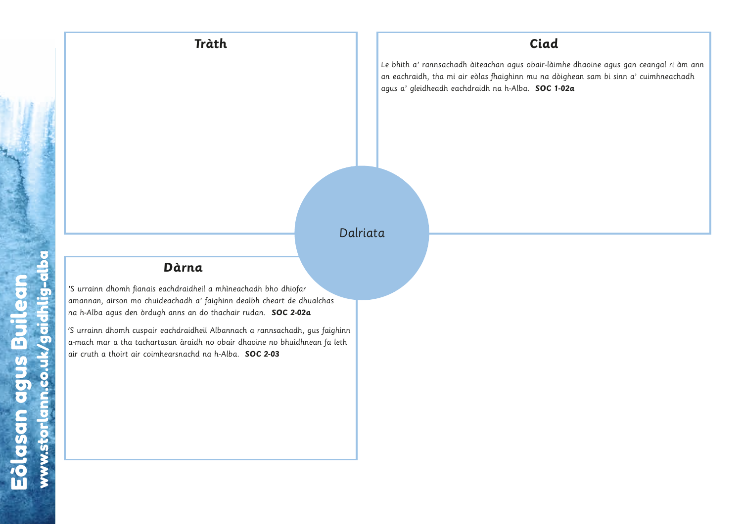## Tràth

## Ciad

Le bhith a' rannsachadh àiteachan agus obair-làimhe dhaoine agus gan ceangal ri àm ann an eachraidh, tha mi air eòlas fhaighinn mu na dòighean sam bi sinn a' cuimhneachadh agus a' gleidheadh eachdraidh na h-Alba. **SOC 1-02a**

Dalriata

## Dàrna

'S urrainn dhomh fianais eachdraidheil a mhìneachadh bho dhiofar amannan, airson mo chuideachadh a' faighinn dealbh cheart de dhualchas na h-Alba agus den òrdugh anns an do thachair rudan. ***SOC 2-02a***

'S urrainn dhomh cuspair eachdraidheil Albannach a rannsachadh, gus faighinn a-mach mar a tha tachartasan àraidh no obair dhaoine no bhuidhnean fa leth air cruth a thoirt air coimhearsnachd na h-Alba. **SOC 2-03**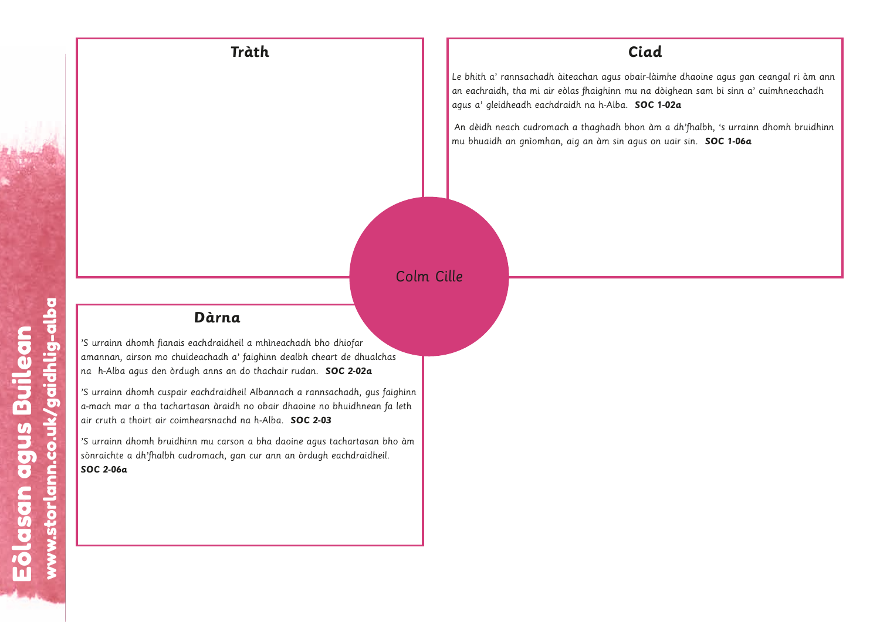## Tràth

## Ciad

*Le bhith a' rannsachadh àiteachan agus obair-làimhe dhaoine agus gan ceangal ri àm ann an eachraidh, tha mi air eòlas fhaighinn mu na dòighean sam bi sinn a' cuimhneachadh agus a' gleidheadh eachdraidh na h-Alba.* ***SOC 1-02a***

*An dèidh neach cudromach a thaghadh bhon àm a dh'fhalbh, 's urrainn dhomh bruidhinn mu bhuaidh an gnìomhan, aig an àm sin agus on uair sin.* ***SOC 1-06a***

Colm Cille

## Dàrna

*'S urrainn dhomh fianais eachdraidheil a mhìneachadh bho dhiofar amannan, airson mo chuideachadh a' faighinn dealbh cheart de dhualchas na h-Alba agus den òrdugh anns an do thachair rudan.* ***SOC 2-02a***

*'S urrainn dhomh cuspair eachdraidheil Albannach a rannsachadh, gus faighinn a-mach mar a tha tachartasan àraidh no obair dhaoine no bhuidhnean fa leth air cruth a thoirt air coimhearsnachd na h-Alba.* ***SOC 2-03***

*'S urrainn dhomh bruidhinn mu carson a bha daoine agus tachartasan bho àm sònraichte a dh'fhalbh cudromach, gan cur ann an òrdugh eachdraidheil.* ***SOC 2-06a***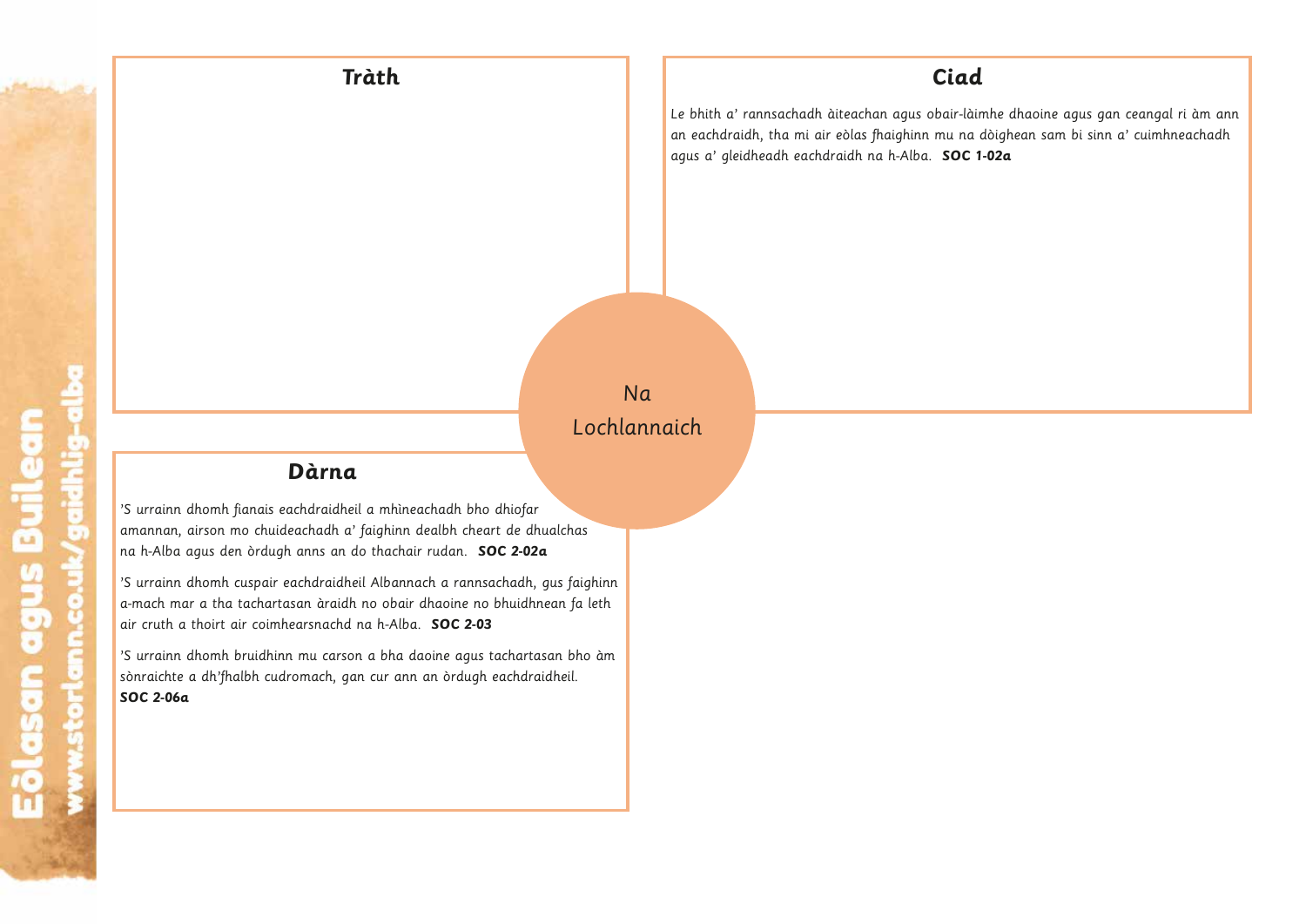## Tràth

## Ciad

Le bhith a' rannsachadh àiteachan agus obair-làimhe dhaoine agus gan ceangal ri àm ann an eachdraidh, tha mi air eòlas fhaighinn mu na dòighean sam bi sinn a' cuimhneachadh agus a' gleidheadh eachdraidh na h-Alba. **SOC 1-02a**

# Na Lochlannaich

## Dàrna

*'S urrainn dhomh fianais eachdraidheil a mhìneachadh bho dhiofar amannan, airson mo chuideachadh a' faighinn dealbh cheart de dhualchas na h-Alba agus den òrdugh anns an do thachair rudan.* ***SOC 2-02a***

*'S urrainn dhomh cuspair eachdraidheil Albannach a rannsachadh, gus faighinn a-mach mar a tha tachartasan àraidh no obair dhaoine no bhuidhnean fa leth air cruth a thoirt air coimhearsnachd na h-Alba.* ***SOC 2-03***

*'S urrainn dhomh bruidhinn mu carson a bha daoine agus tachartasan bho àm sònraichte a dh'fhalbh cudromach, gan cur ann an òrdugh eachdraidheil.* ***SOC 2-06a***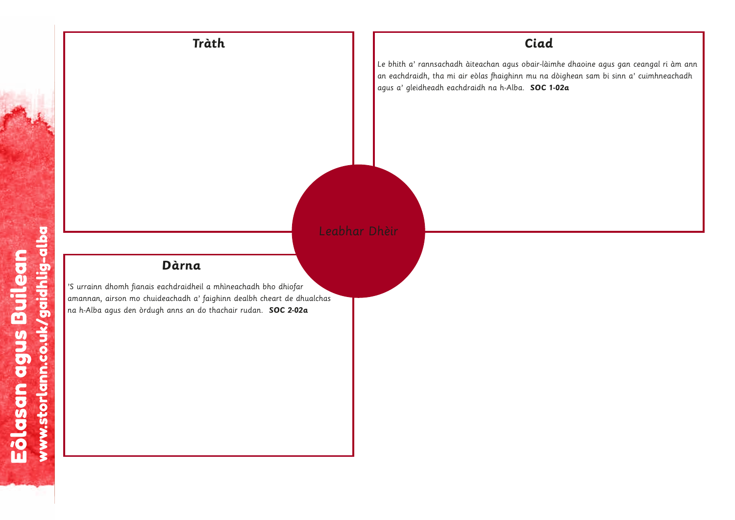## Tràth

## Ciad

Le bhith a' rannsachadh àiteachan agus obair-làimhe dhaoine agus gan ceangal ri àm ann an eachdraidh, tha mi air eòlas fhaighinn mu na dòighean sam bi sinn a' cuimhneachadh agus a' gleidheadh eachdraidh na h-Alba. **SOC 1-02a**

Leabhar Dhèir

## Dàrna

'S urrainn dhomh fianais eachdraidheil a mhìneachadh bho dhiofar amannan, airson mo chuideachadh a' faighinn dealbh cheart de dhualchas na h-Alba agus den òrdugh anns an do thachair rudan. **SOC 2-02a**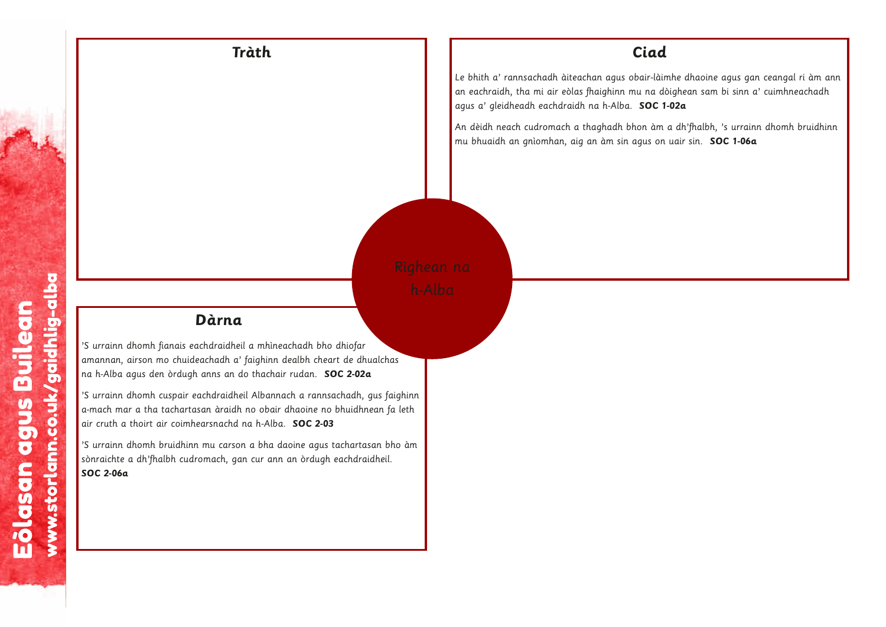## Tràth

## Ciad

Le bhith a' rannsachadh àiteachan agus obair-làimhe dhaoine agus gan ceangal ri àm ann an eachraidh, tha mi air eòlas fhaighinn mu na dòighean sam bi sinn a' cuimhneachadh agus a' gleidheadh eachdraidh na h-Alba. **SOC 1-02a**

An dèidh neach cudromach a thaghadh bhon àm a dh'fhalbh, 's urrainn dhomh bruidhinn mu bhuaidh an gnìomhan, aig an àm sin agus on uair sin. **SOC 1-06a**

Rìghean na h-Alba

## Dàrna

'S urrainn dhomh fianais eachdraidheil a mhìneachadh bho dhiofar amannan, airson mo chuideachadh a' faighinn dealbh cheart de dhualchas na h-Alba agus den òrdugh anns an do thachair rudan. **SOC 2-02a**

'S urrainn dhomh cuspair eachdraidheil Albannach a rannsachadh, gus faighinn a-mach mar a tha tachartasan àraidh no obair dhaoine no bhuidhnean fa leth air cruth a thoirt air coimhearsnachd na h-Alba. **SOC 2-03**

'S urrainn dhomh bruidhinn mu carson a bha daoine agus tachartasan bho àm sònraichte a dh'fhalbh cudromach, gan cur ann an òrdugh eachdraidheil. **SOC 2-06a**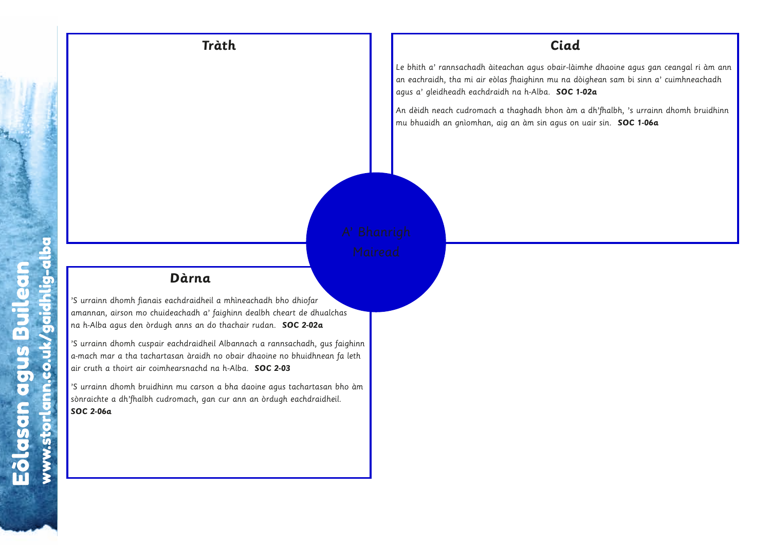## Tràth

## Ciad

Le bhith a' rannsachadh àiteachan agus obair-làimhe dhaoine agus gan ceangal ri àm ann an eachraidh, tha mi air eòlas fhaighinn mu na dòighean sam bi sinn a' cuimhneachadh agus a' gleidheadh eachdraidh na h-Alba. **SOC 1-02a**

An dèidh neach cudromach a thaghadh bhon àm a dh'fhalbh, 's urrainn dhomh bruidhinn mu bhuaidh an gnìomhan, aig an àm sin agus on uair sin. **SOC 1-06a**

A' Bhanrigh Mairead

## Dàrna

'S urrainn dhomh fianais eachdraidheil a mhìneachadh bho dhiofar amannan, airson mo chuideachadh a' faighinn dealbh cheart de dhualchas na h-Alba agus den òrdugh anns an do thachair rudan. **SOC 2-02a**

'S urrainn dhomh cuspair eachdraidheil Albannach a rannsachadh, gus faighinn a-mach mar a tha tachartasan àraidh no obair dhaoine no bhuidhnean fa leth air cruth a thoirt air coimhearsnachd na h-Alba. **SOC 2-03**

'S urrainn dhomh bruidhinn mu carson a bha daoine agus tachartasan bho àm sònraichte a dh'fhalbh cudromach, gan cur ann an òrdugh eachdraidheil. **SOC 2-06a**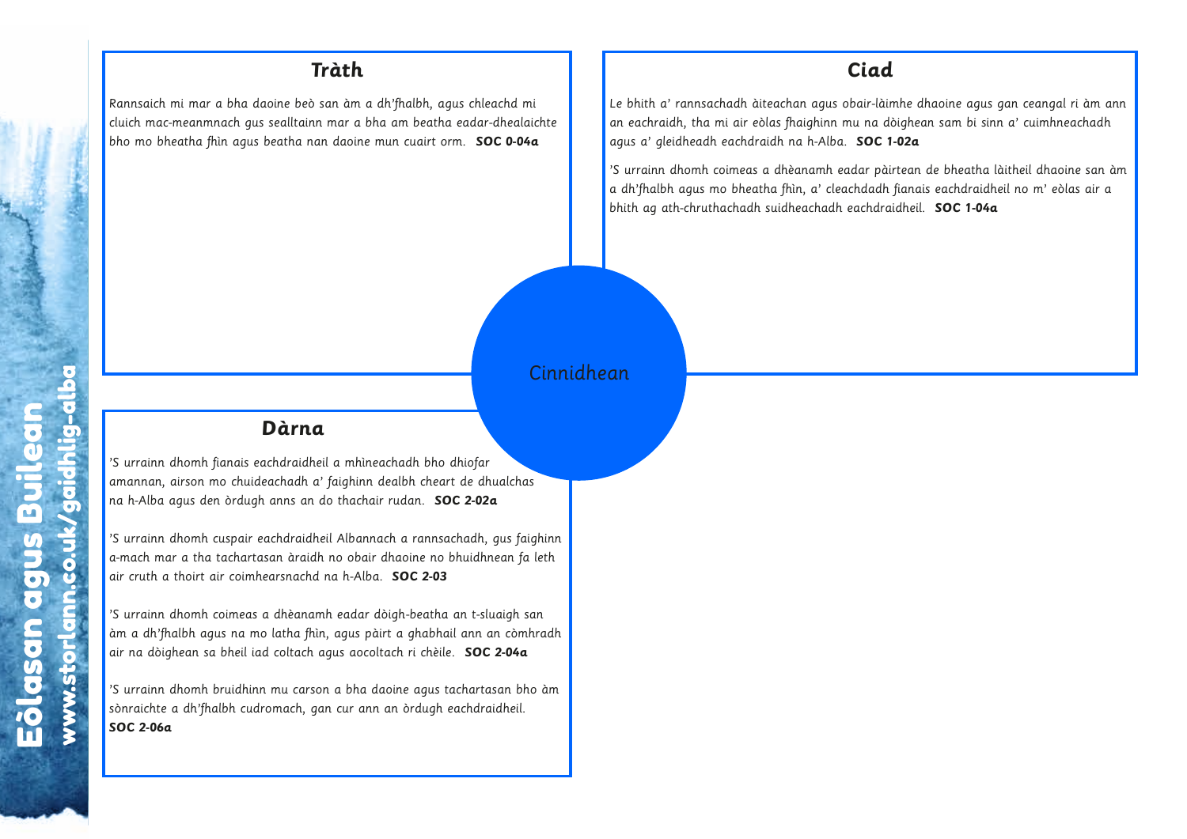## Cinnidhean

### Tràth

Rannsaich mi mar a bha daoine beò san àm a dh'fhalbh, agus chleachd mi cluich mac-meanmnach gus sealltainn mar a bha am beatha eadar-dhealaichte bho mo bheatha fhìn agus beatha nan daoine mun cuairt orm. **SOC 0-04a**

### Ciad

Le bhith a' rannsachadh àiteachan agus obair-làimhe dhaoine agus gan ceangal ri àm ann an eachraidh, tha mi air eòlas fhaighinn mu na dòighean sam bi sinn a' cuimhneachadh agus a' gleidheadh eachdraidh na h-Alba. **SOC 1-02a**

'S urrainn dhomh coimeas a dhèanamh eadar pàirtean de bheatha làitheil dhaoine san àm a dh'fhalbh agus mo bheatha fhìn, a' cleachdadh fianais eachdraidheil no m' eòlas air a bhith ag ath-chruthachadh suidheachadh eachdraidheil. **SOC 1-04a**

### Dàrna

'S urrainn dhomh fianais eachdraidheil a mhìneachadh bho dhiofar amannan, airson mo chuideachadh a' faighinn dealbh cheart de dhualchas na h-Alba agus den òrdugh anns an do thachair rudan. **SOC 2-02a**

'S urrainn dhomh cuspair eachdraidheil Albannach a rannsachadh, gus faighinn a-mach mar a tha tachartasan àraidh no obair dhaoine no bhuidhnean fa leth air cruth a thoirt air coimhearsnachd na h-Alba. **SOC 2-03**

'S urrainn dhomh coimeas a dhèanamh eadar dòigh-beatha an t-sluaigh san àm a dh'fhalbh agus na mo latha fhìn, agus pàirt a ghabhail ann an còmhradh air na dòighean sa bheil iad coltach agus aocoltach ri chèile. **SOC 2-04a**

'S urrainn dhomh bruidhinn mu carson a bha daoine agus tachartasan bho àm sònraichte a dh'fhalbh cudromach, gan cur ann an òrdugh eachdraidheil. **SOC 2-06a**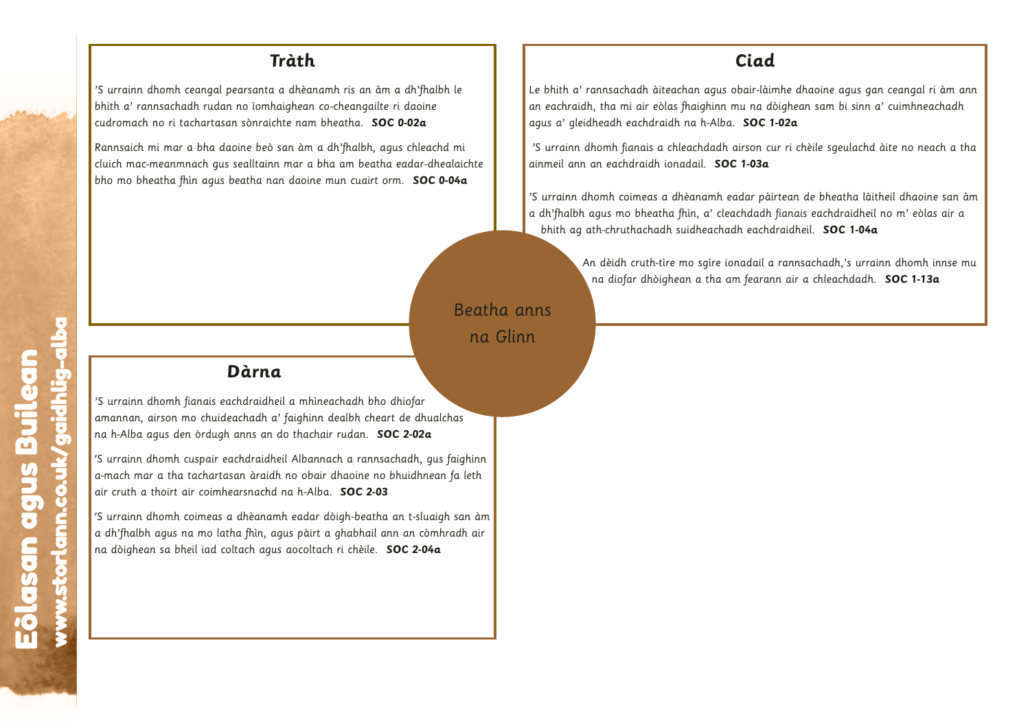Beatha anns na Glinn

## Tràth

'S urrainn dhomh ceangal pearsanta a dhèanamh ris an àm a dh'fhalbh le bhith a' rannsachadh rudan no ìomhaighean co-cheangailte ri daoine cudromach no ri tachartasan sònraichte nam bheatha. **SOC 0-02a**

Rannsaich mi mar a bha daoine beò san àm a dh'fhalbh, agus chleachd mi cluich mac-meanmnach gus sealltainn mar a bha am beatha eadar-dhealaichte bho mo bheatha fhìn agus beatha nan daoine mun cuairt orm. **SOC 0-04a**

## Ciad

Le bhith a' rannsachadh àiteachan agus obair-làimhe dhaoine agus gan ceangal ri àm ann an eachraidh, tha mi air eòlas fhaighinn mu na dòighean sam bi sinn a' cuimhneachadh agus a' gleidheadh eachdraidh na h-Alba. **SOC 1-02a**

'S urrainn dhomh fianais a chleachdadh airson cur ri chèile sgeulachd àite no neach a tha ainmeil ann an eachdraidh ionadail. **SOC 1-03a**

'S urrainn dhomh coimeas a dhèanamh eadar pàirtean de bheatha làitheil dhaoine san àm a dh'fhalbh agus mo bheatha fhìn, a' cleachdadh fianais eachdraidheil no m' eòlas air a bhith ag ath-chruthachadh suidheachadh eachdraidheil. **SOC 1-04a**

An dèidh cruth-tìre mo sgìre ionadail a rannsachadh,'s urrainn dhomh innse mu na diofar dhòighean a tha am fearann air a chleachdadh. **SOC 1-13a**

## Dàrna

'S urrainn dhomh fianais eachdraidheil a mhìneachadh bho dhiofar amannan, airson mo chuideachadh a' faighinn dealbh cheart de dhualchas na h-Alba agus den òrdugh anns an do thachair rudan. **SOC 2-02a**

'S urrainn dhomh cuspair eachdraidheil Albannach a rannsachadh, gus faighinn a-mach mar a tha tachartasan àraidh no obair dhaoine no bhuidhnean fa leth air cruth a thoirt air coimhearsnachd na h-Alba. **SOC 2-03**

'S urrainn dhomh coimeas a dhèanamh eadar dòigh-beatha an t-sluaigh san àm a dh'fhalbh agus na mo latha fhìn, agus pàirt a ghabhail ann an còmhradh air na dòighean sa bheil iad coltach agus aocoltach ri chèile. **SOC 2-04a**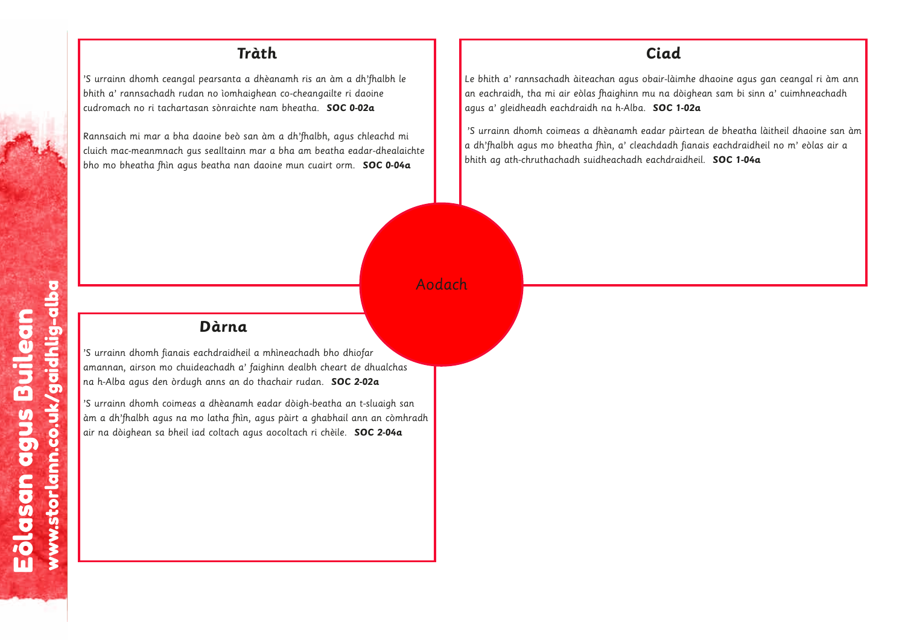## Tràth

’S urrainn dhomh ceangal pearsanta a dhèanamh ris an àm a dh’fhalbh le bhith a’ rannsachadh rudan no ìomhaighean co-cheangailte ri daoine cudromach no ri tachartasan sònraichte nam bheatha. **SOC 0-02a**

Rannsaich mi mar a bha daoine beò san àm a dh’fhalbh, agus chleachd mi cluich mac-meanmnach gus sealltainn mar a bha am beatha eadar-dhealaichte bho mo bheatha fhìn agus beatha nan daoine mun cuairt orm. **SOC 0-04a**

## Ciad

Le bhith a’ rannsachadh àiteachan agus obair-làimhe dhaoine agus gan ceangal ri àm ann an eachraidh, tha mi air eòlas fhaighinn mu na dòighean sam bi sinn a’ cuimhneachadh agus a’ gleidheadh eachdraidh na h-Alba. **SOC 1-02a**

’S urrainn dhomh coimeas a dhèanamh eadar pàirtean de bheatha làitheil dhaoine san àm a dh’fhalbh agus mo bheatha fhìn, a’ cleachdadh fianais eachdraidheil no m’ eòlas air a bhith ag ath-chruthachadh suidheachadh eachdraidheil. **SOC 1-04a**

Aodach

## Dàrna

’S urrainn dhomh fianais eachdraidheil a mhìneachadh bho dhiofar amannan, airson mo chuideachadh a’ faighinn dealbh cheart de dhualchas na h-Alba agus den òrdugh anns an do thachair rudan. **SOC 2-02a**

’S urrainn dhomh coimeas a dhèanamh eadar dòigh-beatha an t-sluaigh san àm a dh’fhalbh agus na mo latha fhìn, agus pàirt a ghabhail ann an còmhradh air na dòighean sa bheil iad coltach agus aocoltach ri chèile. **SOC 2-04a**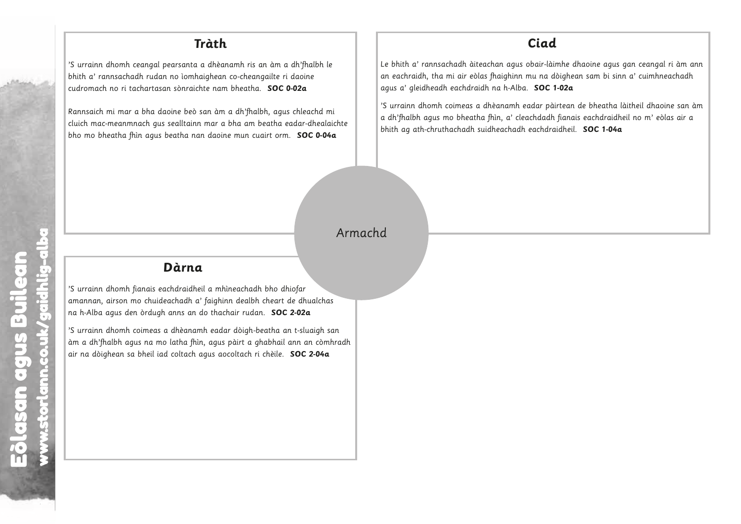# Armachd

## Tràth

’S urrainn dhomh ceangal pearsanta a dhèanamh ris an àm a dh’fhalbh le bhith a’ rannsachadh rudan no ìomhaighean co-cheangailte ri daoine cudromach no ri tachartasan sònraichte nam bheatha. **SOC 0-02a**

Rannsaich mi mar a bha daoine beò san àm a dh’fhalbh, agus chleachd mi cluich mac-meanmnach gus sealltainn mar a bha am beatha eadar-dhealaichte bho mo bheatha fhìn agus beatha nan daoine mun cuairt orm. **SOC 0-04a**

## Ciad

Le bhith a’ rannsachadh àiteachan agus obair-làimhe dhaoine agus gan ceangal ri àm ann an eachraidh, tha mi air eòlas fhaighinn mu na dòighean sam bi sinn a’ cuimhneachadh agus a’ gleidheadh eachdraidh na h-Alba. **SOC 1-02a**

’S urrainn dhomh coimeas a dhèanamh eadar pàirtean de bheatha làitheil dhaoine san àm a dh’fhalbh agus mo bheatha fhìn, a’ cleachdadh fianais eachdraidheil no m’ eòlas air a bhith ag ath-chruthachadh suidheachadh eachdraidheil. **SOC 1-04a**

## Dàrna

’S urrainn dhomh fianais eachdraidheil a mhìneachadh bho dhiofar amannan, airson mo chuideachadh a’ faighinn dealbh cheart de dhualchas na h-Alba agus den òrdugh anns an do thachair rudan. **SOC 2-02a**

’S urrainn dhomh coimeas a dhèanamh eadar dòigh-beatha an t-sluaigh san àm a dh’fhalbh agus na mo latha fhìn, agus pàirt a ghabhail ann an còmhradh air na dòighean sa bheil iad coltach agus aocoltach ri chèile. **SOC 2-04a**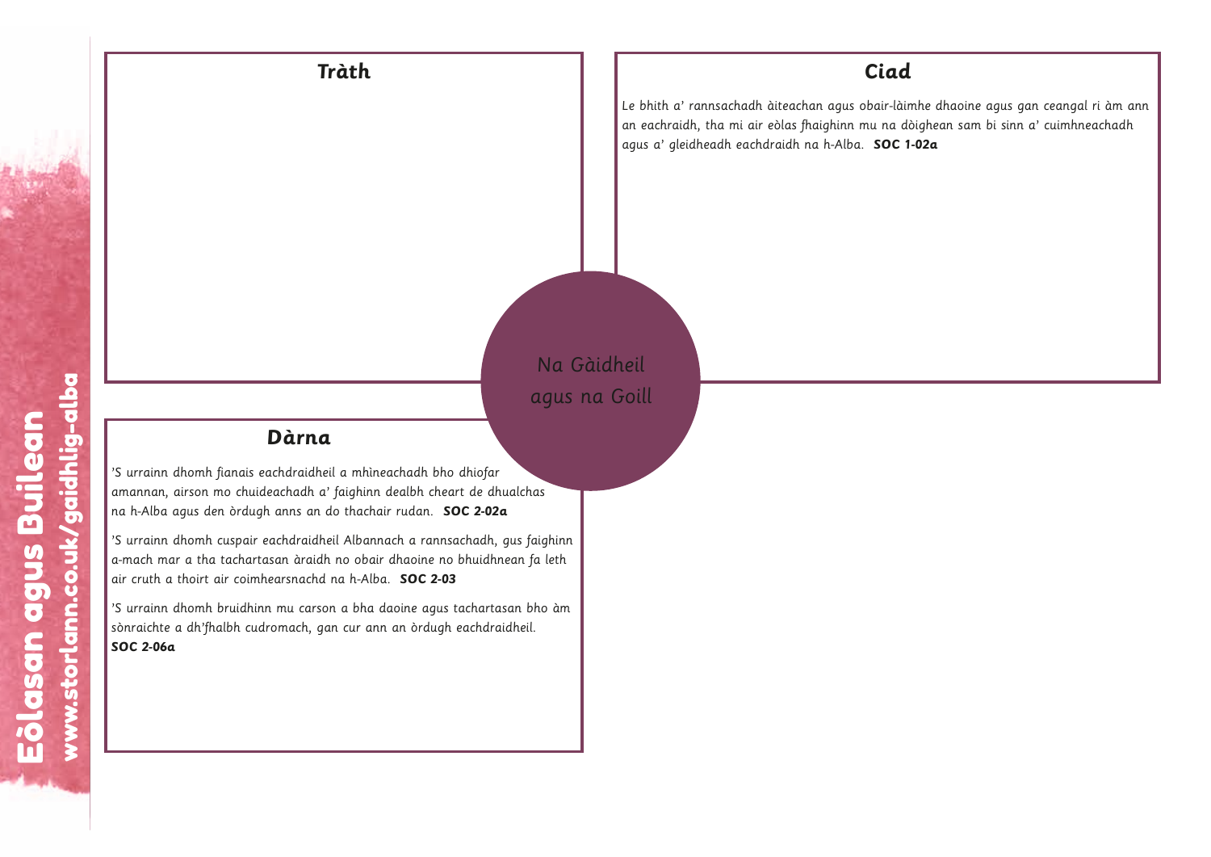## Na Gàidheil agus na Goill

### Tràth

### Ciad

Le bhith a' rannsachadh àiteachan agus obair-làimhe dhaoine agus gan ceangal ri àm ann an eachraidh, tha mi air eòlas fhaighinn mu na dòighean sam bi sinn a' cuimhneachadh agus a' gleidheadh eachdraidh na h-Alba. **SOC 1-02a**

### Dàrna

'S urrainn dhomh fianais eachdraidheil a mhìneachadh bho dhiofar amannan, airson mo chuideachadh a' faighinn dealbh cheart de dhualchas na h-Alba agus den òrdugh anns an do thachair rudan. **SOC 2-02a**

'S urrainn dhomh cuspair eachdraidheil Albannach a rannsachadh, gus faighinn a-mach mar a tha tachartasan àraidh no obair dhaoine no bhuidhnean fa leth air cruth a thoirt air coimhearsnachd na h-Alba. **SOC 2-03**

'S urrainn dhomh bruidhinn mu carson a bha daoine agus tachartasan bho àm sònraichte a dh'fhalbh cudromach, gan cur ann an òrdugh eachdraidheil. **SOC 2-06a**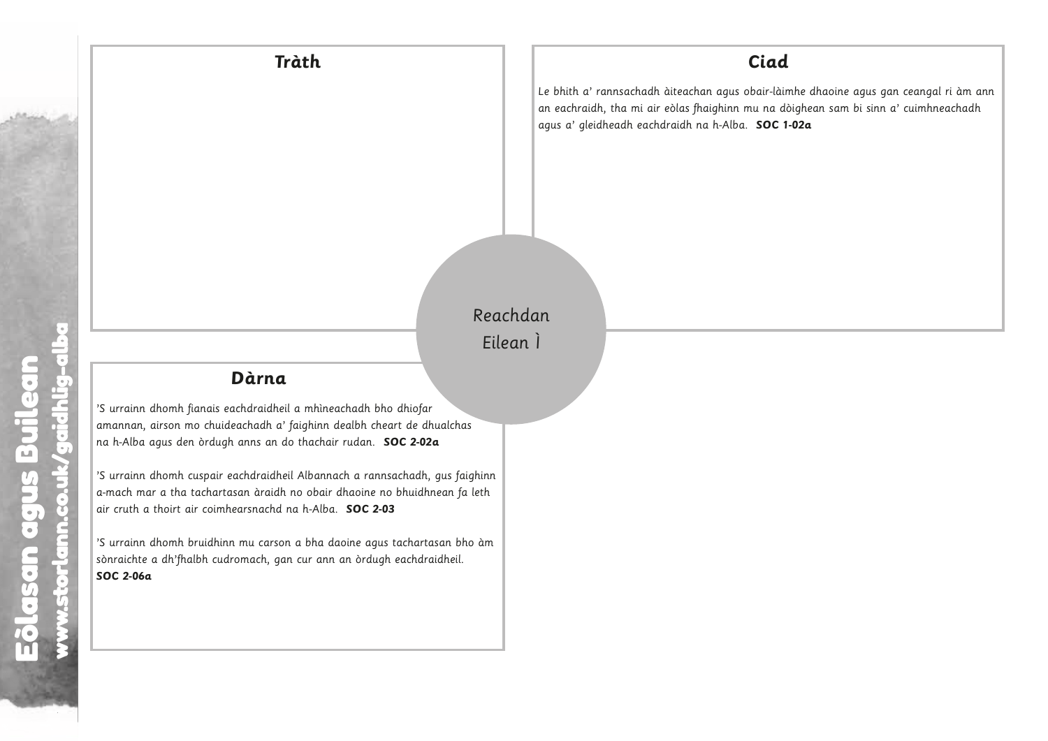## Tràth

## Ciad

*Le bhith a' rannsachadh àiteachan agus obair-làimhe dhaoine agus gan ceangal ri àm ann an eachraidh, tha mi air eòlas fhaighinn mu na dòighean sam bi sinn a' cuimhneachadh agus a' gleidheadh eachdraidh na h-Alba.* ***SOC 1-02a***

Reachdan Eilean Ì

## Dàrna

*'S urrainn dhomh fianais eachdraidheil a mhìneachadh bho dhiofar amannan, airson mo chuideachadh a' faighinn dealbh cheart de dhualchas na h-Alba agus den òrdugh anns an do thachair rudan.* ***SOC 2-02a***

*'S urrainn dhomh cuspair eachdraidheil Albannach a rannsachadh, gus faighinn a-mach mar a tha tachartasan àraidh no obair dhaoine no bhuidhnean fa leth air cruth a thoirt air coimhearsnachd na h-Alba.* ***SOC 2-03***

*'S urrainn dhomh bruidhinn mu carson a bha daoine agus tachartasan bho àm sònraichte a dh'fhalbh cudromach, gan cur ann an òrdugh eachdraidheil.* ***SOC 2-06a***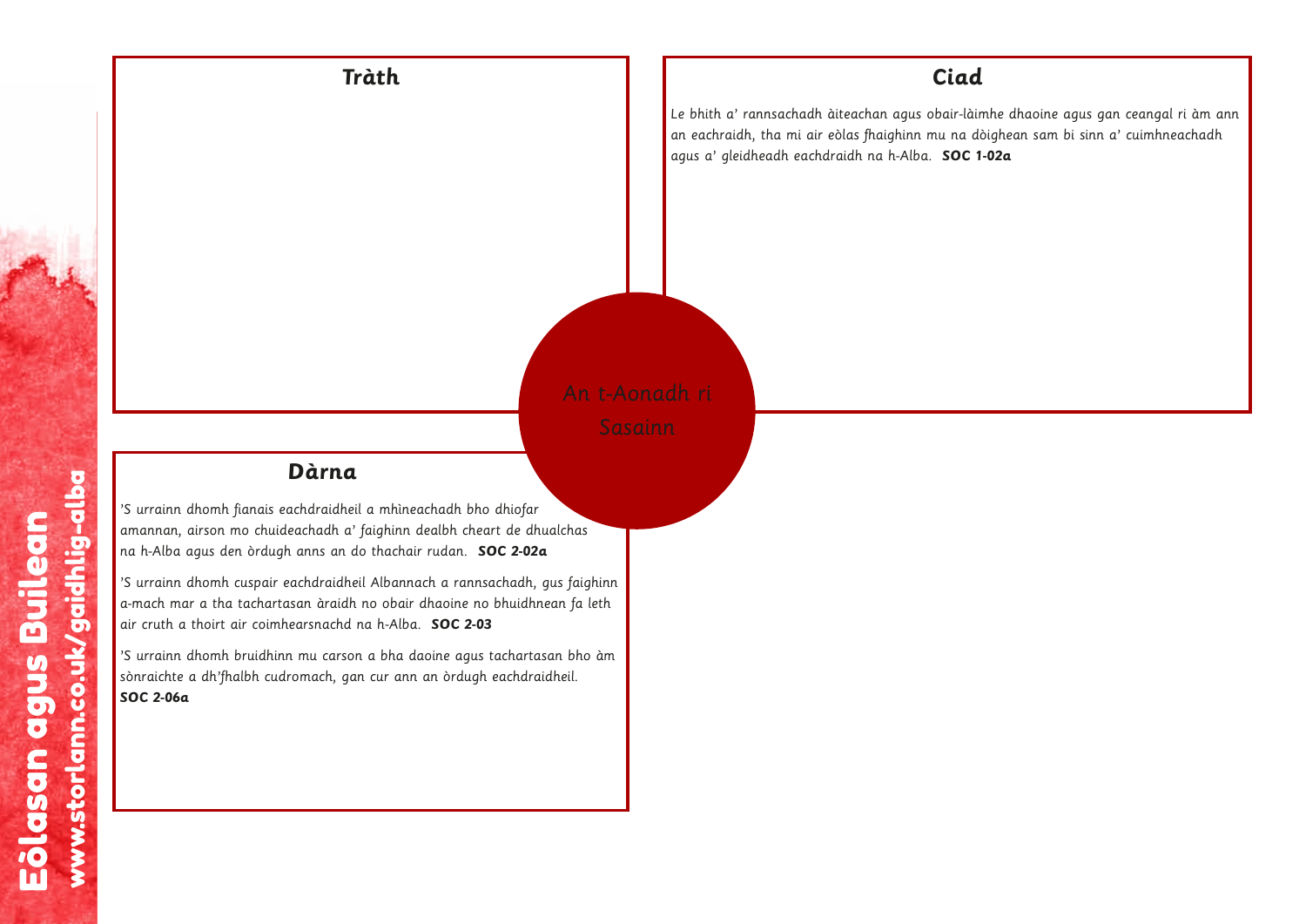## Tràth

## Ciad

Le bhith a' rannsachadh àiteachan agus obair-làimhe dhaoine agus gan ceangal ri àm ann an eachraidh, tha mi air eòlas fhaighinn mu na dòighean sam bi sinn a' cuimhneachadh agus a' gleidheadh eachdraidh na h-Alba. **SOC 1-02a**

An t-Aonadh ri Sasainn

## Dàrna

'S urrainn dhomh fianais eachdraidheil a mhìneachadh bho dhiofar amannan, airson mo chuideachadh a' faighinn dealbh cheart de dhualchas na h-Alba agus den òrdugh anns an do thachair rudan. **SOC 2-02a**

'S urrainn dhomh cuspair eachdraidheil Albannach a rannsachadh, gus faighinn a-mach mar a tha tachartasan àraidh no obair dhaoine no bhuidhnean fa leth air cruth a thoirt air coimhearsnachd na h-Alba. **SOC 2-03**

'S urrainn dhomh bruidhinn mu carson a bha daoine agus tachartasan bho àm sònraichte a dh'fhalbh cudromach, gan cur ann an òrdugh eachdraidheil. **SOC 2-06a**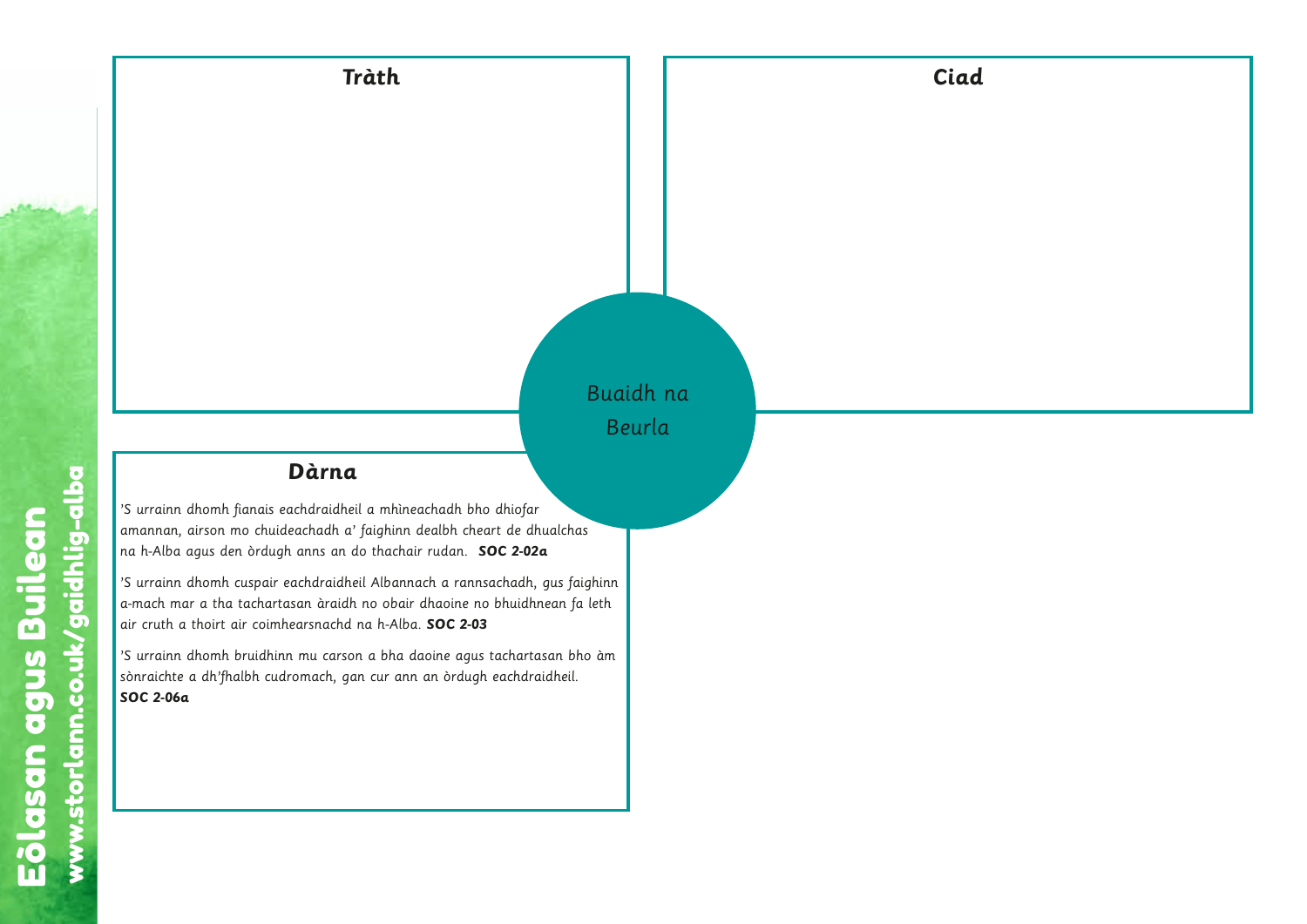### Tràth

### Ciad

Buaidh na Beurla

### Dàrna

'S urrainn dhomh fianais eachdraidheil a mhìneachadh bho dhiofar amannan, airson mo chuideachadh a' faighinn dealbh cheart de dhualchas na h-Alba agus den òrdugh anns an do thachair rudan. **SOC 2-02a**

'S urrainn dhomh cuspair eachdraidheil Albannach a rannsachadh, gus faighinn a-mach mar a tha tachartasan àraidh no obair dhaoine no bhuidhnean fa leth air cruth a thoirt air coimhearsnachd na h-Alba. **SOC 2-03**

'S urrainn dhomh bruidhinn mu carson a bha daoine agus tachartasan bho àm sònraichte a dh'fhalbh cudromach, gan cur ann an òrdugh eachdraidheil. **SOC 2-06a**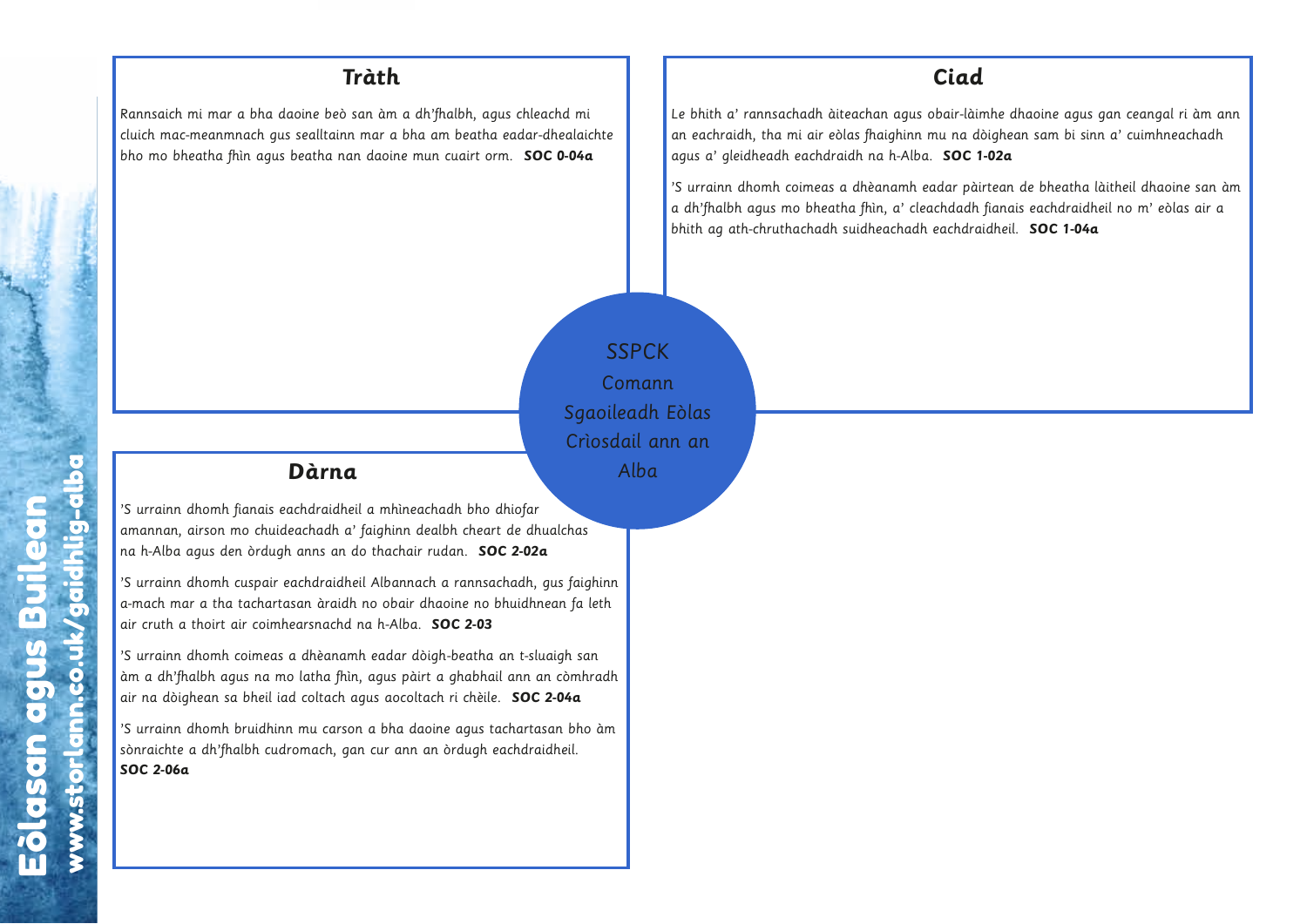## Tràth

Rannsaich mi mar a bha daoine beò san àm a dh'fhalbh, agus chleachd mi cluich mac-meanmnach gus sealltainn mar a bha am beatha eadar-dhealaichte bho mo bheatha fhìn agus beatha nan daoine mun cuairt orm. **SOC 0-04a**

## Ciad

Le bhith a' rannsachadh àiteachan agus obair-làimhe dhaoine agus gan ceangal ri àm ann an eachraidh, tha mi air eòlas fhaighinn mu na dòighean sam bi sinn a' cuimhneachadh agus a' gleidheadh eachdraidh na h-Alba. **SOC 1-02a**

'S urrainn dhomh coimeas a dhèanamh eadar pàirtean de bheatha làitheil dhaoine san àm a dh'fhalbh agus mo bheatha fhìn, a' cleachdadh fianais eachdraidheil no m' eòlas air a bhith ag ath-chruthachadh suidheachadh eachdraidheil. **SOC 1-04a**

SSPCK
Comann Sgaoileadh Eòlas Crìosdail ann an Alba

## Dàrna

'S urrainn dhomh fianais eachdraidheil a mhìneachadh bho dhiofar amannan, airson mo chuideachadh a' faighinn dealbh cheart de dhualchas na h-Alba agus den òrdugh anns an do thachair rudan. **SOC 2-02a**

'S urrainn dhomh cuspair eachdraidheil Albannach a rannsachadh, gus faighinn a-mach mar a tha tachartasan àraidh no obair dhaoine no bhuidhnean fa leth air cruth a thoirt air coimhearsnachd na h-Alba. **SOC 2-03**

'S urrainn dhomh coimeas a dhèanamh eadar dòigh-beatha an t-sluaigh san àm a dh'fhalbh agus na mo latha fhìn, agus pàirt a ghabhail ann an còmhradh air na dòighean sa bheil iad coltach agus aocoltach ri chèile. **SOC 2-04a**

'S urrainn dhomh bruidhinn mu carson a bha daoine agus tachartasan bho àm sònraichte a dh'fhalbh cudromach, gan cur ann an òrdugh eachdraidheil. **SOC 2-06a**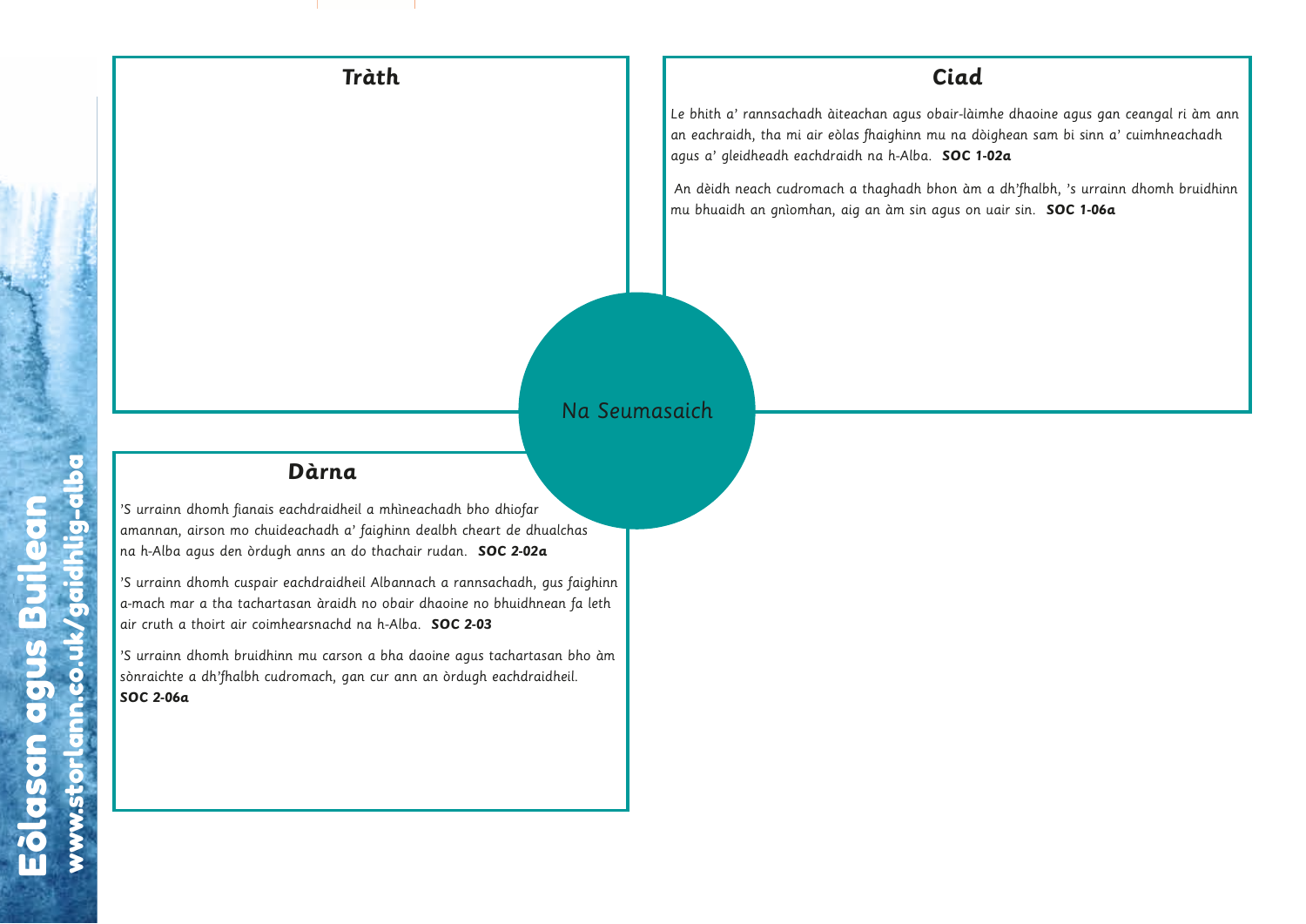## Tràth

## Ciad

*Le bhith a' rannsachadh àiteachan agus obair-làimhe dhaoine agus gan ceangal ri àm ann an eachraidh, tha mi air eòlas fhaighinn mu na dòighean sam bi sinn a' cuimhneachadh agus a' gleidheadh eachdraidh na h-Alba.* ***SOC 1-02a***

*An dèidh neach cudromach a thaghadh bhon àm a dh'fhalbh, 's urrainn dhomh bruidhinn mu bhuaidh an gnìomhan, aig an àm sin agus on uair sin.* ***SOC 1-06a***

Na Seumasaich

## Dàrna

*'S urrainn dhomh fianais eachdraidheil a mhìneachadh bho dhiofar amannan, airson mo chuideachadh a' faighinn dealbh cheart de dhualchas na h-Alba agus den òrdugh anns an do thachair rudan.* ***SOC 2-02a***

*'S urrainn dhomh cuspair eachdraidheil Albannach a rannsachadh, gus faighinn a-mach mar a tha tachartasan àraidh no obair dhaoine no bhuidhnean fa leth air cruth a thoirt air coimhearsnachd na h-Alba.* ***SOC 2-03***

*'S urrainn dhomh bruidhinn mu carson a bha daoine agus tachartasan bho àm sònraichte a dh'fhalbh cudromach, gan cur ann an òrdugh eachdraidheil.* ***SOC 2-06a***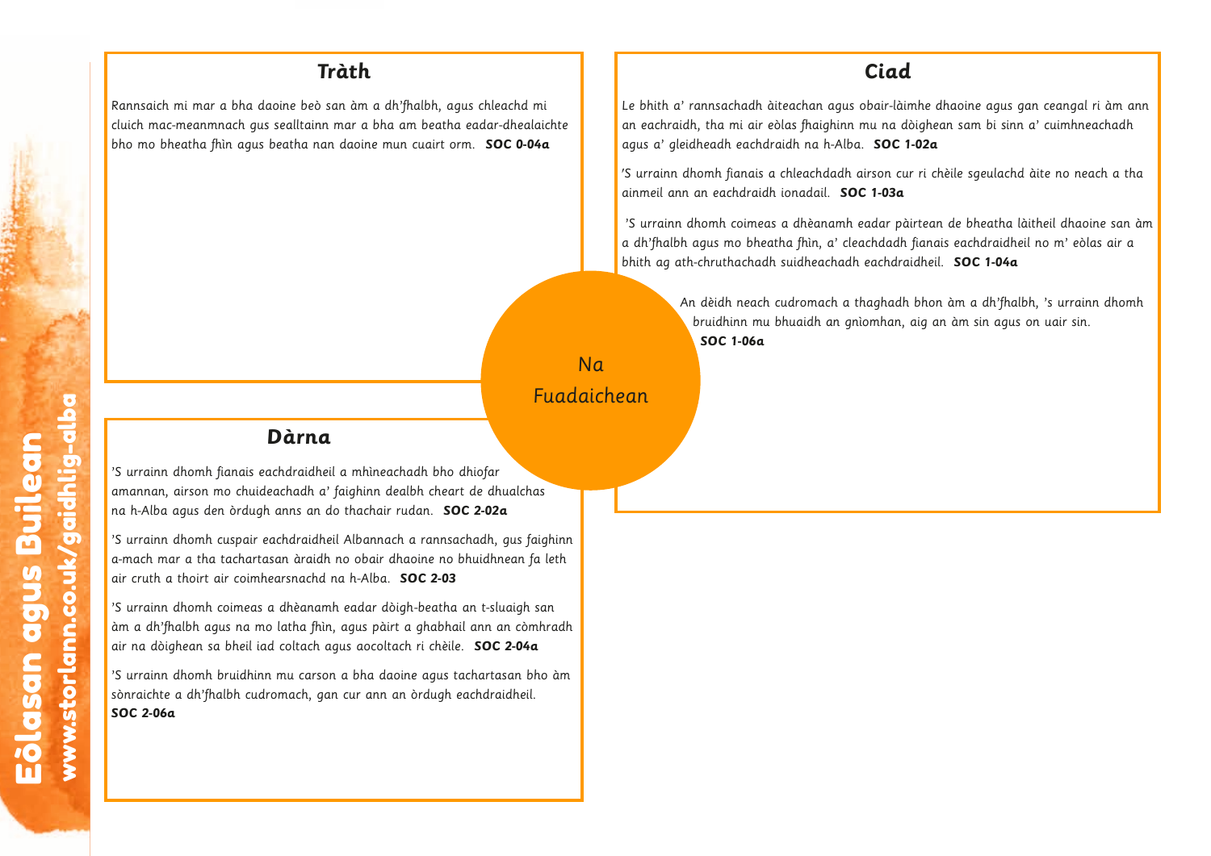# Na Fuadaichean

## Tràth

Rannsaich mi mar a bha daoine beò san àm a dh'fhalbh, agus chleachd mi cluich mac-meanmnach gus sealltainn mar a bha am beatha eadar-dhealaichte bho mo bheatha fhìn agus beatha nan daoine mun cuairt orm. **SOC 0-04a**

## Ciad

Le bhith a' rannsachadh àiteachan agus obair-làimhe dhaoine agus gan ceangal ri àm ann an eachraidh, tha mi air eòlas fhaighinn mu na dòighean sam bi sinn a' cuimhneachadh agus a' gleidheadh eachdraidh na h-Alba. **SOC 1-02a**

'S urrainn dhomh fianais a chleachdadh airson cur ri chèile sgeulachd àite no neach a tha ainmeil ann an eachdraidh ionadail. **SOC 1-03a**

'S urrainn dhomh coimeas a dhèanamh eadar pàirtean de bheatha làitheil dhaoine san àm a dh'fhalbh agus mo bheatha fhìn, a' cleachdadh fianais eachdraidheil no m' eòlas air a bhith ag ath-chruthachadh suidheachadh eachdraidheil. **SOC 1-04a**

An dèidh neach cudromach a thaghadh bhon àm a dh'fhalbh, 's urrainn dhomh bruidhinn mu bhuaidh an gnìomhan, aig an àm sin agus on uair sin. **SOC 1-06a**

## Dàrna

'S urrainn dhomh fianais eachdraidheil a mhìneachadh bho dhiofar amannan, airson mo chuideachadh a' faighinn dealbh cheart de dhualchas na h-Alba agus den òrdugh anns an do thachair rudan. **SOC 2-02a**

'S urrainn dhomh cuspair eachdraidheil Albannach a rannsachadh, gus faighinn a-mach mar a tha tachartasan àraidh no obair dhaoine no bhuidhnean fa leth air cruth a thoirt air coimhearsnachd na h-Alba. **SOC 2-03**

'S urrainn dhomh coimeas a dhèanamh eadar dòigh-beatha an t-sluaigh san àm a dh'fhalbh agus na mo latha fhìn, agus pàirt a ghabhail ann an còmhradh air na dòighean sa bheil iad coltach agus aocoltach ri chèile. **SOC 2-04a**

'S urrainn dhomh bruidhinn mu carson a bha daoine agus tachartasan bho àm sònraichte a dh'fhalbh cudromach, gan cur ann an òrdugh eachdraidheil. **SOC 2-06a**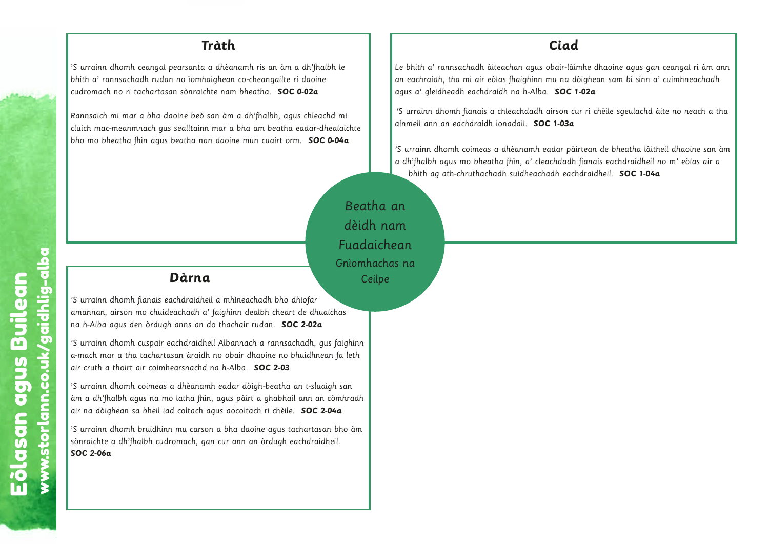## Beatha an dèidh nam Fuadaichean

Gnìomhachas na Ceilpe

### Tràth

'S urrainn dhomh ceangal pearsanta a dhèanamh ris an àm a dh'fhalbh le bhith a' rannsachadh rudan no ìomhaighean co-cheangailte ri daoine cudromach no ri tachartasan sònraichte nam bheatha. **SOC 0-02a**

Rannsaich mi mar a bha daoine beò san àm a dh'fhalbh, agus chleachd mi cluich mac-meanmnach gus sealltainn mar a bha am beatha eadar-dhealaichte bho mo bheatha fhìn agus beatha nan daoine mun cuairt orm. **SOC 0-04a**

### Ciad

Le bhith a' rannsachadh àiteachan agus obair-làimhe dhaoine agus gan ceangal ri àm ann an eachraidh, tha mi air eòlas fhaighinn mu na dòighean sam bi sinn a' cuimhneachadh agus a' gleidheadh eachdraidh na h-Alba. **SOC 1-02a**

'S urrainn dhomh fianais a chleachdadh airson cur ri chèile sgeulachd àite no neach a tha ainmeil ann an eachdraidh ionadail. **SOC 1-03a**

'S urrainn dhomh coimeas a dhèanamh eadar pàirtean de bheatha làitheil dhaoine san àm a dh'fhalbh agus mo bheatha fhìn, a' cleachdadh fianais eachdraidheil no m' eòlas air a bhith ag ath-chruthachadh suidheachadh eachdraidheil. **SOC 1-04a**

### Dàrna

'S urrainn dhomh fianais eachdraidheil a mhìneachadh bho dhiofar amannan, airson mo chuideachadh a' faighinn dealbh cheart de dhualchas na h-Alba agus den òrdugh anns an do thachair rudan. **SOC 2-02a**

'S urrainn dhomh cuspair eachdraidheil Albannach a rannsachadh, gus faighinn a-mach mar a tha tachartasan àraidh no obair dhaoine no bhuidhnean fa leth air cruth a thoirt air coimhearsnachd na h-Alba. **SOC 2-03**

'S urrainn dhomh coimeas a dhèanamh eadar dòigh-beatha an t-sluaigh san àm a dh'fhalbh agus na mo latha fhìn, agus pàirt a ghabhail ann an còmhradh air na dòighean sa bheil iad coltach agus aocoltach ri chèile. **SOC 2-04a**

'S urrainn dhomh bruidhinn mu carson a bha daoine agus tachartasan bho àm sònraichte a dh'fhalbh cudromach, gan cur ann an òrdugh eachdraidheil. **SOC 2-06a**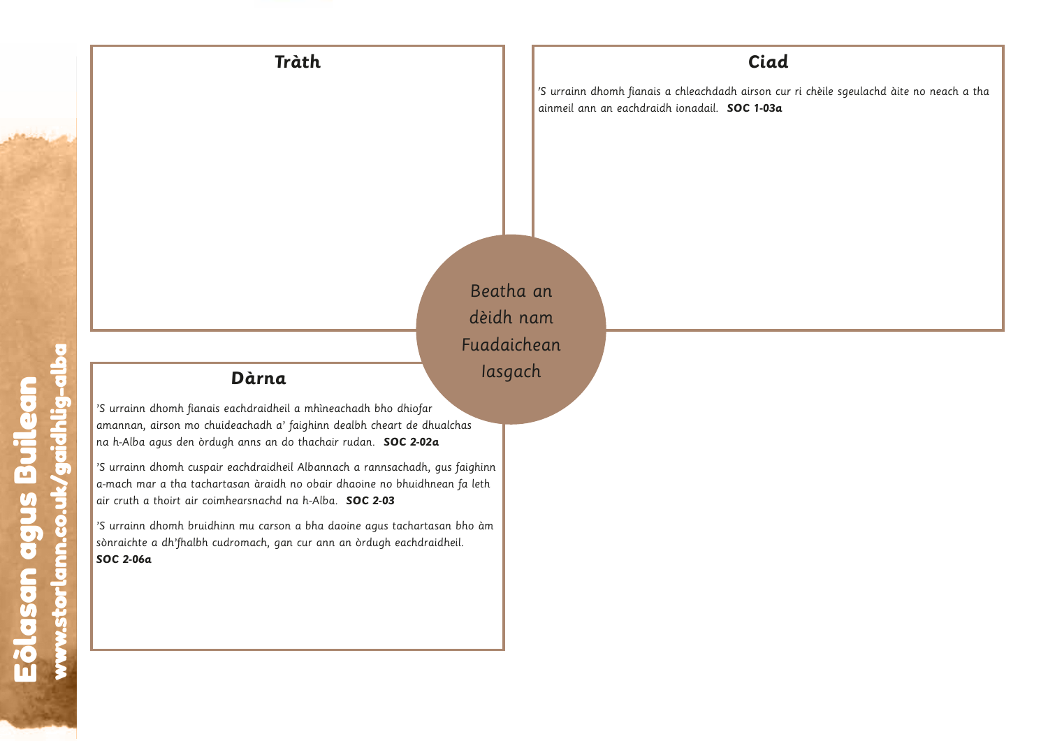## Tràth

## Ciad

'S urrainn dhomh fianais a chleachdadh airson cur ri chèile sgeulachd àite no neach a tha ainmeil ann an eachdraidh ionadail. **SOC 1-03a**

Beatha an dèidh nam Fuadaichean Iasgach

## Dàrna

'S urrainn dhomh fianais eachdraidheil a mhìneachadh bho dhiofar amannan, airson mo chuideachadh a' faighinn dealbh cheart de dhualchas na h-Alba agus den òrdugh anns an do thachair rudan. ***SOC 2-02a***

'S urrainn dhomh cuspair eachdraidheil Albannach a rannsachadh, gus faighinn a-mach mar a tha tachartasan àraidh no obair dhaoine no bhuidhnean fa leth air cruth a thoirt air coimhearsnachd na h-Alba. **SOC 2-03**

'S urrainn dhomh bruidhinn mu carson a bha daoine agus tachartasan bho àm sònraichte a dh'fhalbh cudromach, gan cur ann an òrdugh eachdraidheil. **SOC 2-06a**